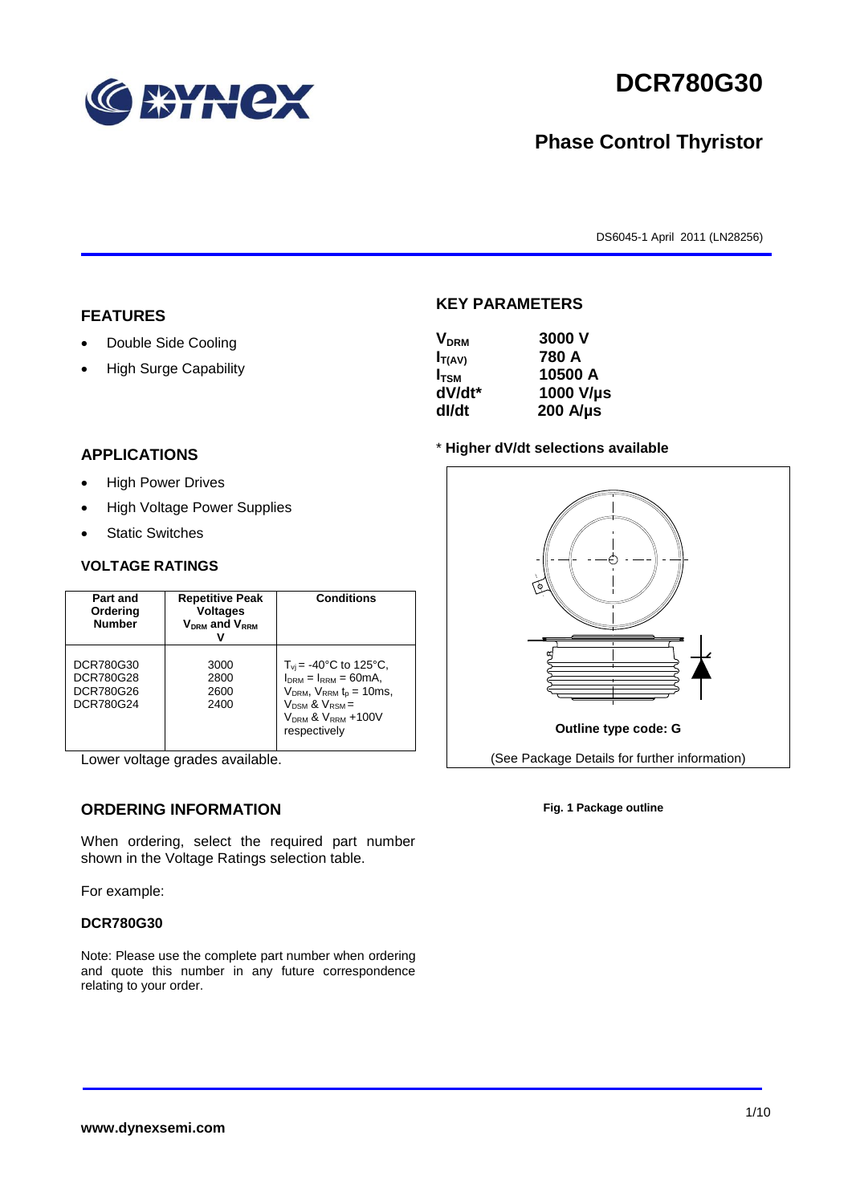# DCR780G30

## Phase Control Thyristor

DS6045-1 April 2011 (LN28256)

## FEATURES

- Double Side Cooling
- High Surge Capability

## APPLICATIONS

- High Power Drives
- High Voltage Power Supplies
- Static Switches

## KEY PARAMETERS

| | |
|---|---|
| $V_{DRM}$ | 3000 V |
| $I_{T(AV)}$ | 780 A |
| $I_{TSM}$ | 10500 A |
| dV/dt* | 1000 V/µs |
| dI/dt | 200 A/µs |

\* **Higher dV/dt selections available**

### VOLTAGE RATINGS

| Part and Ordering Number | Repetitive Peak Voltages $V_{DRM}$ and $V_{RRM}$ V | Conditions |
|---|---|---|
| DCR780G30<br>DCR780G28<br>DCR780G26<br>DCR780G24 | 3000<br>2800<br>2600<br>2400 | $T_{vj}$ = -40°C to 125°C, $I_{DRM}$ = $I_{RRM}$ = 60mA, $V_{DRM}$, $V_{RRM}$ $t_p$ = 10ms, $V_{DSM}$ & $V_{RSM}$ = $V_{DRM}$ & $V_{RRM}$ +100V respectively |

Lower voltage grades available.

**Outline type code: G**

(See Package Details for further information)

**Fig. 1 Package outline**

## ORDERING INFORMATION

When ordering, select the required part number shown in the Voltage Ratings selection table.

For example:

**DCR780G30**

Note: Please use the complete part number when ordering and quote this number in any future correspondence relating to your order.

**www.dynexsemi.com**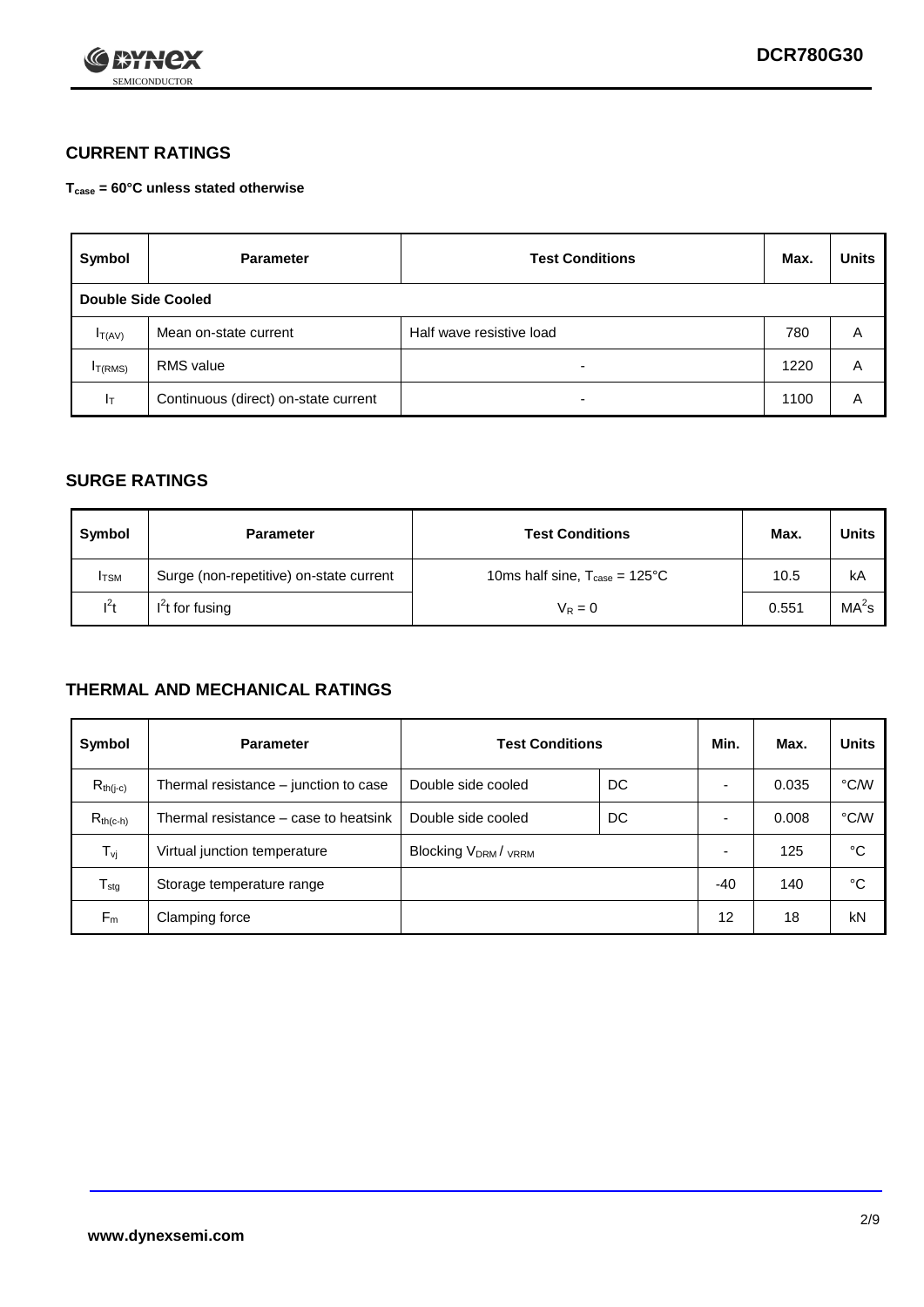## CURRENT RATINGS

**$T_{case}$ = 60°C unless stated otherwise**

| Symbol | Parameter | Test Conditions | Max. | Units |
|---|---|---|---|---|
| **Double Side Cooled** | | | | |
| $I_{T(AV)}$ | Mean on-state current | Half wave resistive load | 780 | A |
| $I_{T(RMS)}$ | RMS value | - | 1220 | A |
| $I_T$ | Continuous (direct) on-state current | - | 1100 | A |

## SURGE RATINGS

| Symbol | Parameter | Test Conditions | Max. | Units |
|---|---|---|---|---|
| $I_{TSM}$ | Surge (non-repetitive) on-state current | 10ms half sine, $T_{case}$ = 125°C | 10.5 | kA |
| $I^2t$ | $I^2t$ for fusing | $V_R = 0$ | 0.551 | $MA^2s$ |

## THERMAL AND MECHANICAL RATINGS

| Symbol | Parameter | Test Conditions | | Min. | Max. | Units |
|---|---|---|---|---|---|---|
| $R_{th(j-c)}$ | Thermal resistance – junction to case | Double side cooled | DC | - | 0.035 | °C/W |
| $R_{th(c-h)}$ | Thermal resistance – case to heatsink | Double side cooled | DC | - | 0.008 | °C/W |
| $T_{vj}$ | Virtual junction temperature | Blocking $V_{DRM}$ / $V_{RRM}$ | | - | 125 | °C |
| $T_{stg}$ | Storage temperature range | | | -40 | 140 | °C |
| $F_m$ | Clamping force | | | 12 | 18 | kN |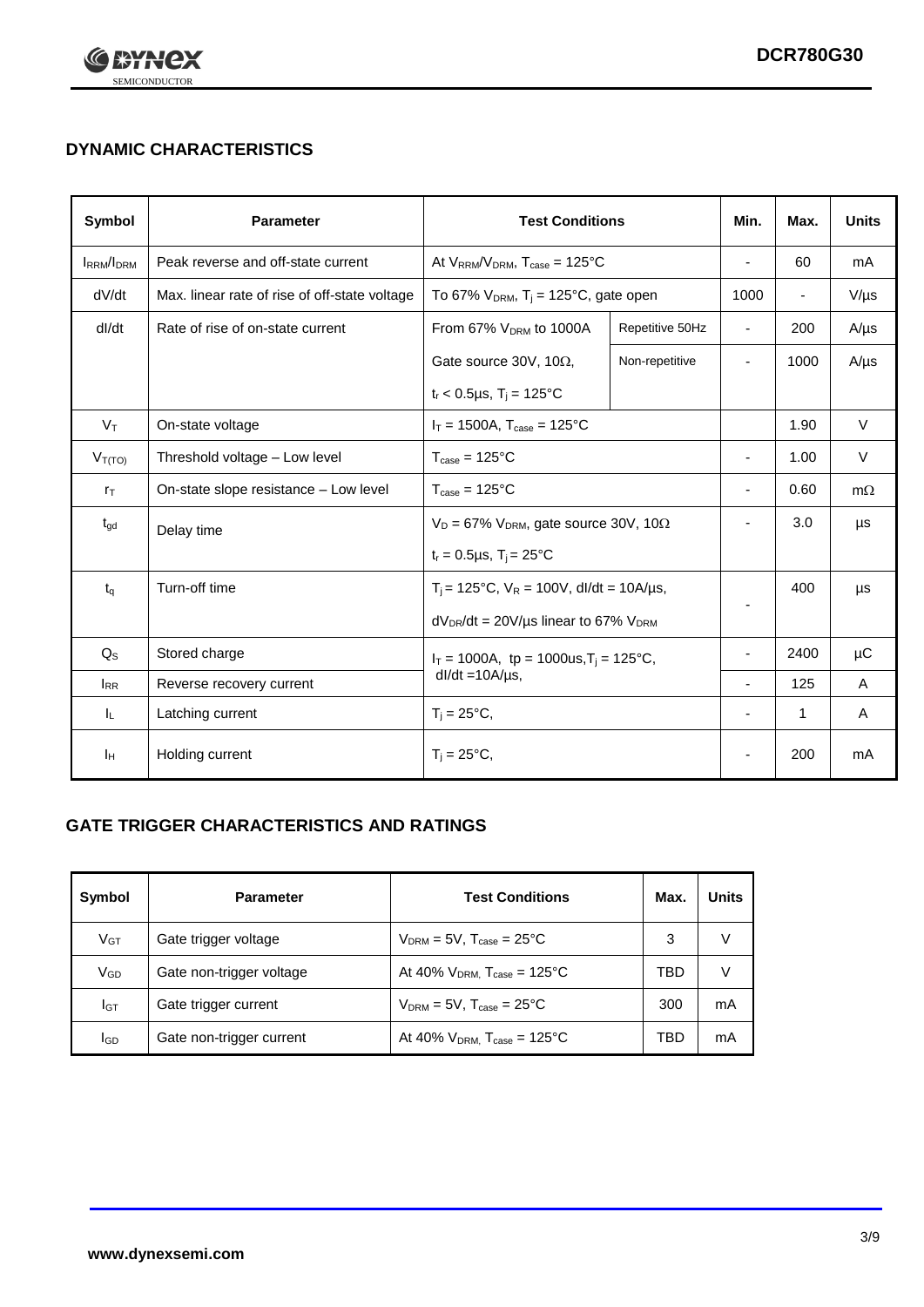## DYNAMIC CHARACTERISTICS

| Symbol | Parameter | Test Conditions | | Min. | Max. | Units |
|---|---|---|---|---|---|---|
| $I_{RRM}/I_{DRM}$ | Peak reverse and off-state current | At $V_{RRM}/V_{DRM}$, $T_{case}$ = 125°C | | - | 60 | mA |
| dV/dt | Max. linear rate of rise of off-state voltage | To 67% $V_{DRM}$, $T_j$ = 125°C, gate open | | 1000 | - | V/µs |
| dI/dt | Rate of rise of on-state current | From 67% $V_{DRM}$ to 1000A | Repetitive 50Hz | - | 200 | A/µs |
| | | Gate source 30V, 10Ω, $t_r$ < 0.5µs, $T_j$ = 125°C | Non-repetitive | - | 1000 | A/µs |
| $V_T$ | On-state voltage | $I_T$ = 1500A, $T_{case}$ = 125°C | | | 1.90 | V |
| $V_{T(TO)}$ | Threshold voltage – Low level | $T_{case}$ = 125°C | | - | 1.00 | V |
| $r_T$ | On-state slope resistance – Low level | $T_{case}$ = 125°C | | - | 0.60 | mΩ |
| $t_{gd}$ | Delay time | $V_D$ = 67% $V_{DRM}$, gate source 30V, 10Ω, $t_r$ = 0.5µs, $T_j$ = 25°C | | - | 3.0 | µs |
| $t_q$ | Turn-off time | $T_j$ = 125°C, $V_R$ = 100V, dI/dt = 10A/µs, $dV_{DR}/dt$ = 20V/µs linear to 67% $V_{DRM}$ | | - | 400 | µs |
| $Q_S$ | Stored charge | $I_T$ = 1000A, tp = 1000us, $T_j$ = 125°C, dI/dt =10A/µs, | | - | 2400 | µC |
| $I_{RR}$ | Reverse recovery current | | | - | 125 | A |
| $I_L$ | Latching current | $T_j$ = 25°C, | | - | 1 | A |
| $I_H$ | Holding current | $T_j$ = 25°C, | | - | 200 | mA |

## GATE TRIGGER CHARACTERISTICS AND RATINGS

| Symbol | Parameter | Test Conditions | Max. | Units |
|---|---|---|---|---|
| $V_{GT}$ | Gate trigger voltage | $V_{DRM}$ = 5V, $T_{case}$ = 25°C | 3 | V |
| $V_{GD}$ | Gate non-trigger voltage | At 40% $V_{DRM}$, $T_{case}$ = 125°C | TBD | V |
| $I_{GT}$ | Gate trigger current | $V_{DRM}$ = 5V, $T_{case}$ = 25°C | 300 | mA |
| $I_{GD}$ | Gate non-trigger current | At 40% $V_{DRM}$, $T_{case}$ = 125°C | TBD | mA |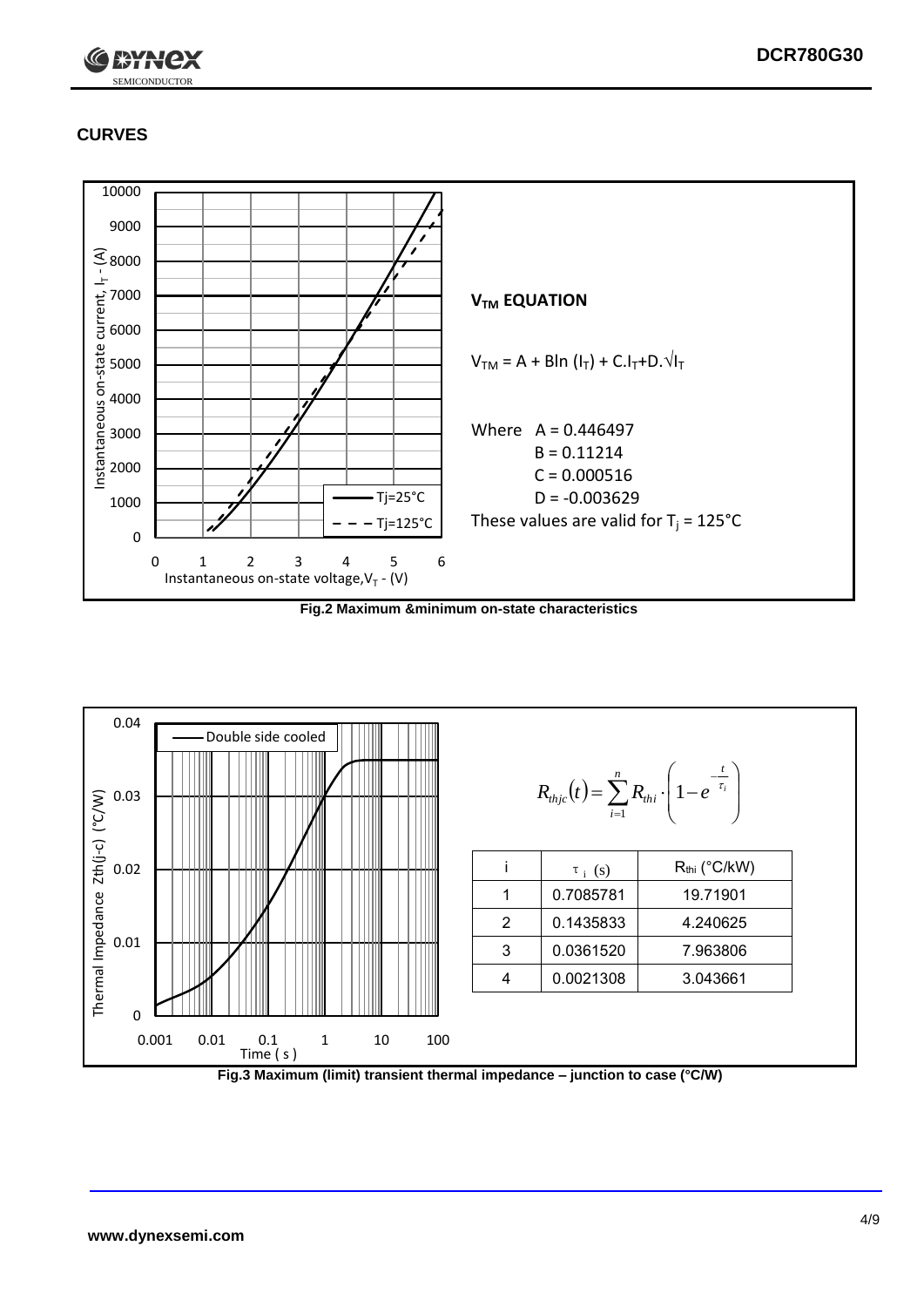## CURVES

**V<sub>TM</sub> EQUATION**

$V_{TM} = A + B\ln(I_T) + C.I_T + D.\sqrt{I_T}$

Where $A = 0.446497$
$B = 0.11214$
$C = 0.000516$
$D = -0.003629$

These values are valid for $T_j = 125°C$

**Fig.2 Maximum &minimum on-state characteristics**

$$R_{thjc}(t) = \sum_{i=1}^{n} R_{thi} \cdot \left(1 - e^{-\frac{t}{\tau_i}}\right)$$

| i | $\tau_i$ (s) | $R_{thi}$ (°C/kW) |
|---|---|---|
| 1 | 0.7085781 | 19.71901 |
| 2 | 0.1435833 | 4.240625 |
| 3 | 0.0361520 | 7.963806 |
| 4 | 0.0021308 | 3.043661 |

**Fig.3 Maximum (limit) transient thermal impedance – junction to case (°C/W)**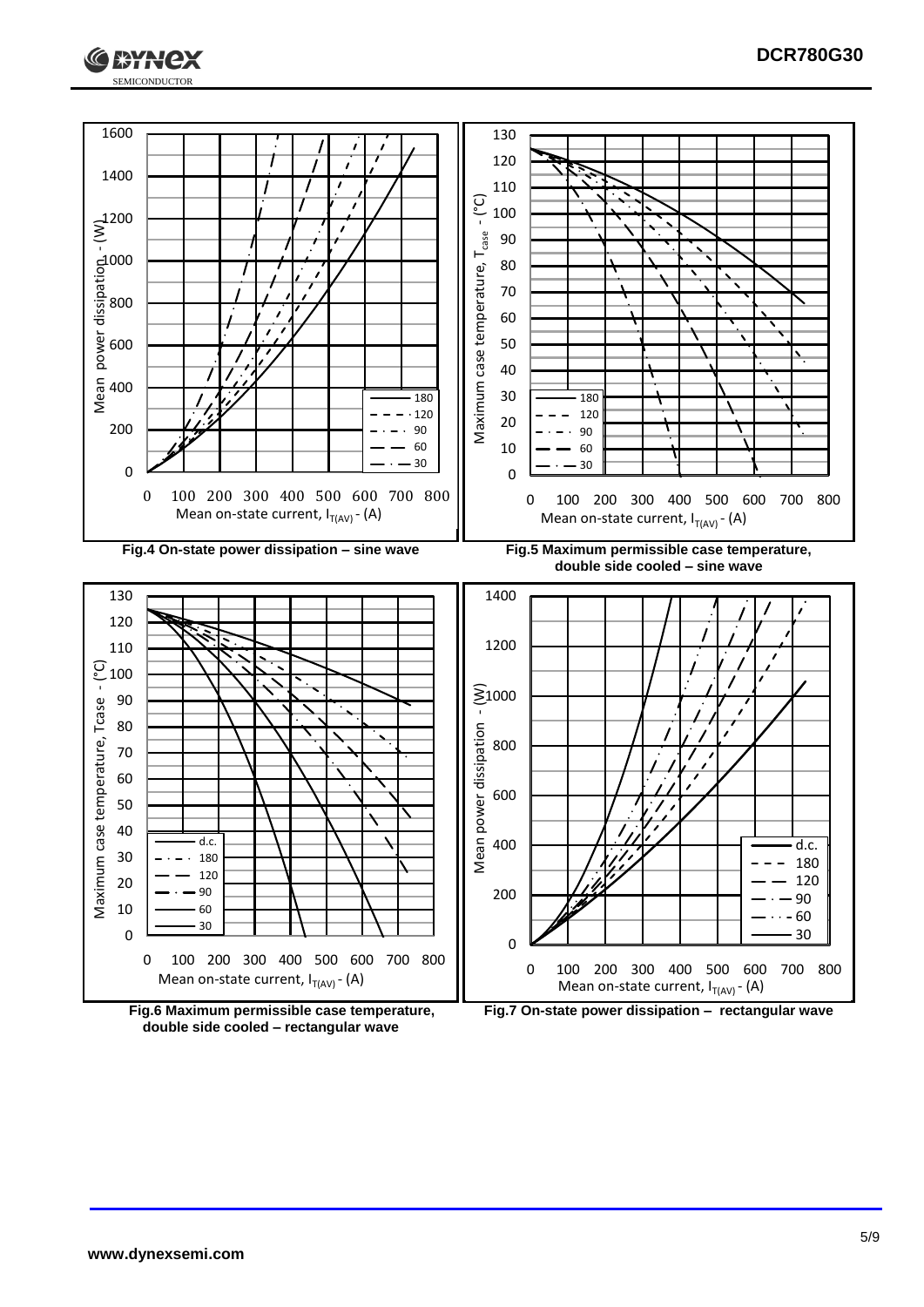Fig.4 On-state power dissipation – sine wave

Fig.5 Maximum permissible case temperature, double side cooled – sine wave

Fig.6 Maximum permissible case temperature, double side cooled – rectangular wave

Fig.7 On-state power dissipation – rectangular wave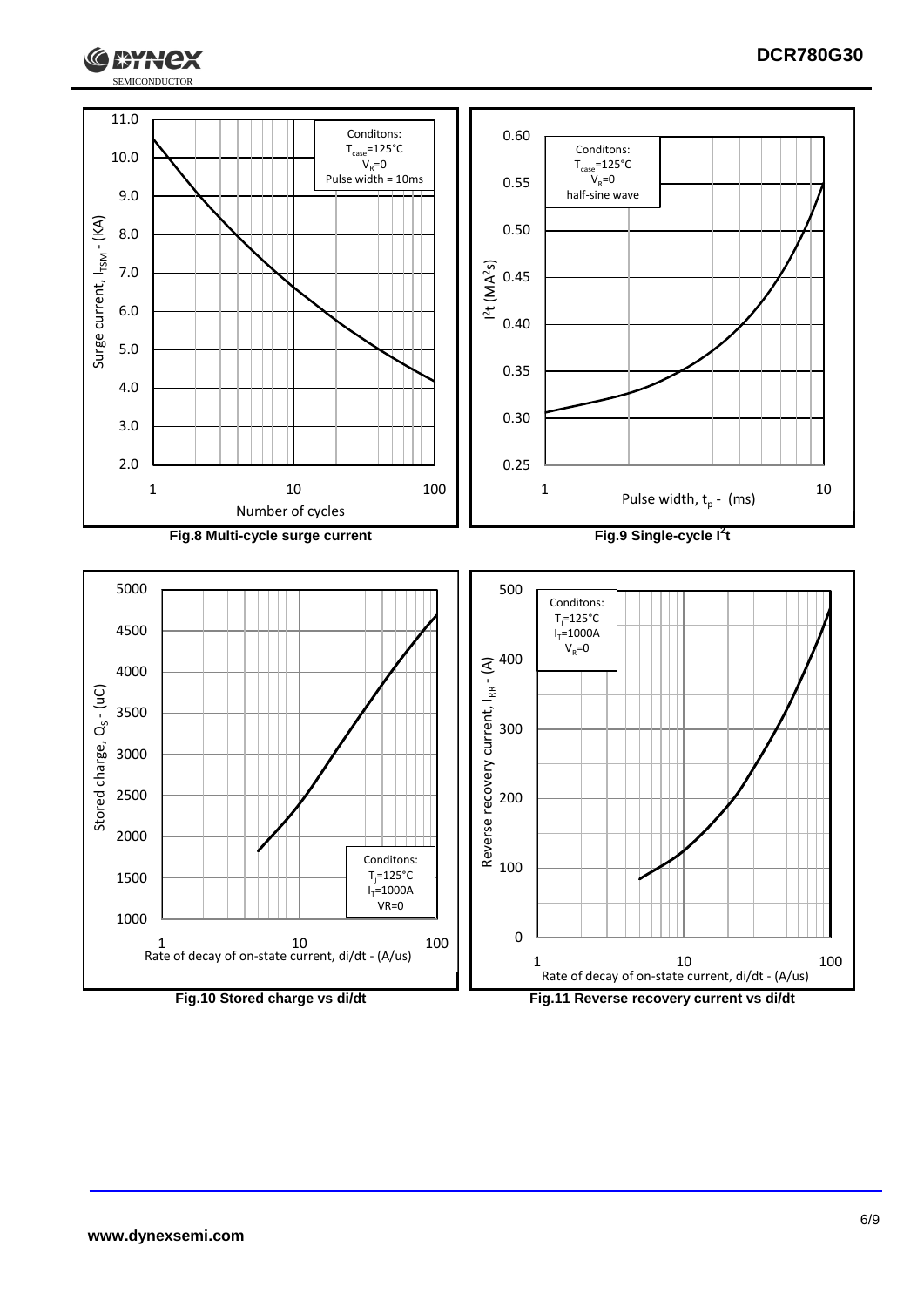Conditons:
$T_{case}$=125°C
$V_R$=0
Pulse width = 10ms

Surge current, $I_{TSM}$ - (KA)

Number of cycles

**Fig.8 Multi-cycle surge current**

Conditons:
$T_{case}$=125°C
$V_R$=0
half-sine wave

$I^2t$ ($MA^2s$)

Pulse width, $t_p$ - (ms)

**Fig.9 Single-cycle $I^2t$**

Conditons:
$T_j$=125°C
$I_T$=1000A
VR=0

Stored charge, $Q_S$ - (uC)

Rate of decay of on-state current, di/dt - (A/us)

**Fig.10 Stored charge vs di/dt**

Conditons:
$T_j$=125°C
$I_T$=1000A
$V_R$=0

Reverse recovery current, $I_{RR}$ - (A)

Rate of decay of on-state current, di/dt - (A/us)

**Fig.11 Reverse recovery current vs di/dt**

www.dynexsemi.com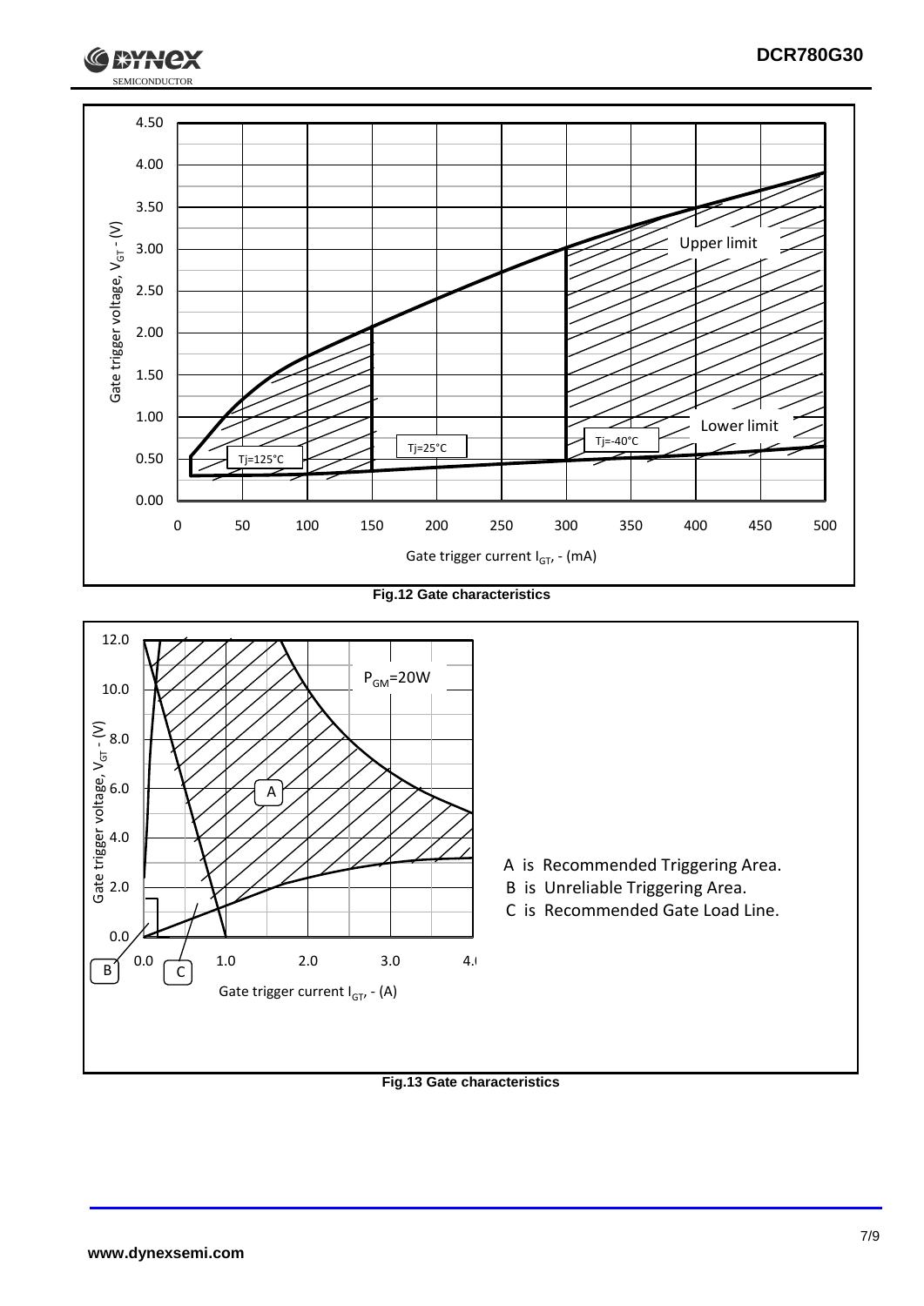Fig.12 Gate characteristics

A is Recommended Triggering Area.
B is Unreliable Triggering Area.
C is Recommended Gate Load Line.

Fig.13 Gate characteristics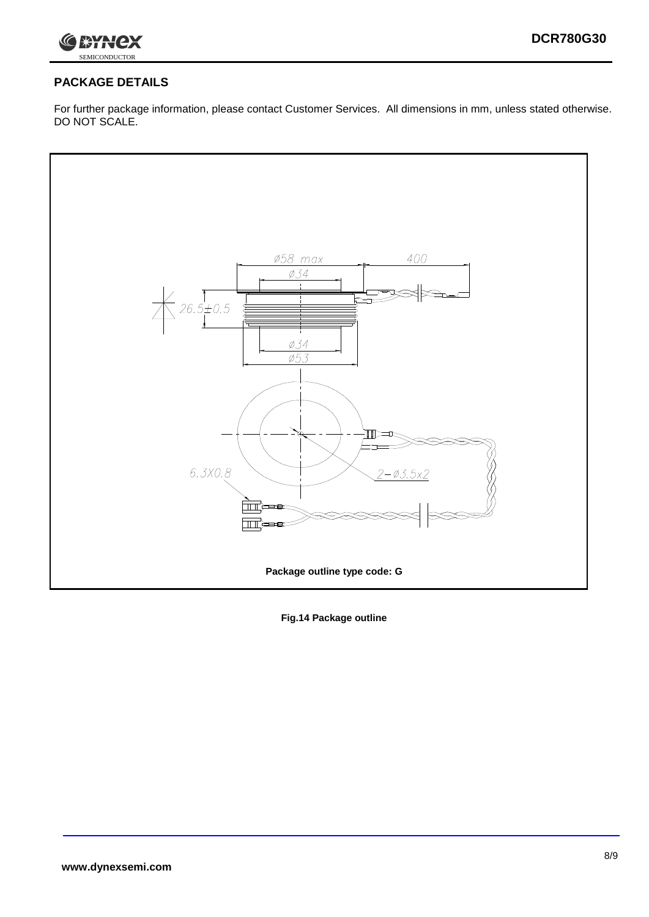## PACKAGE DETAILS

For further package information, please contact Customer Services. All dimensions in mm, unless stated otherwise. DO NOT SCALE.

Package outline type code: G

**Fig.14 Package outline**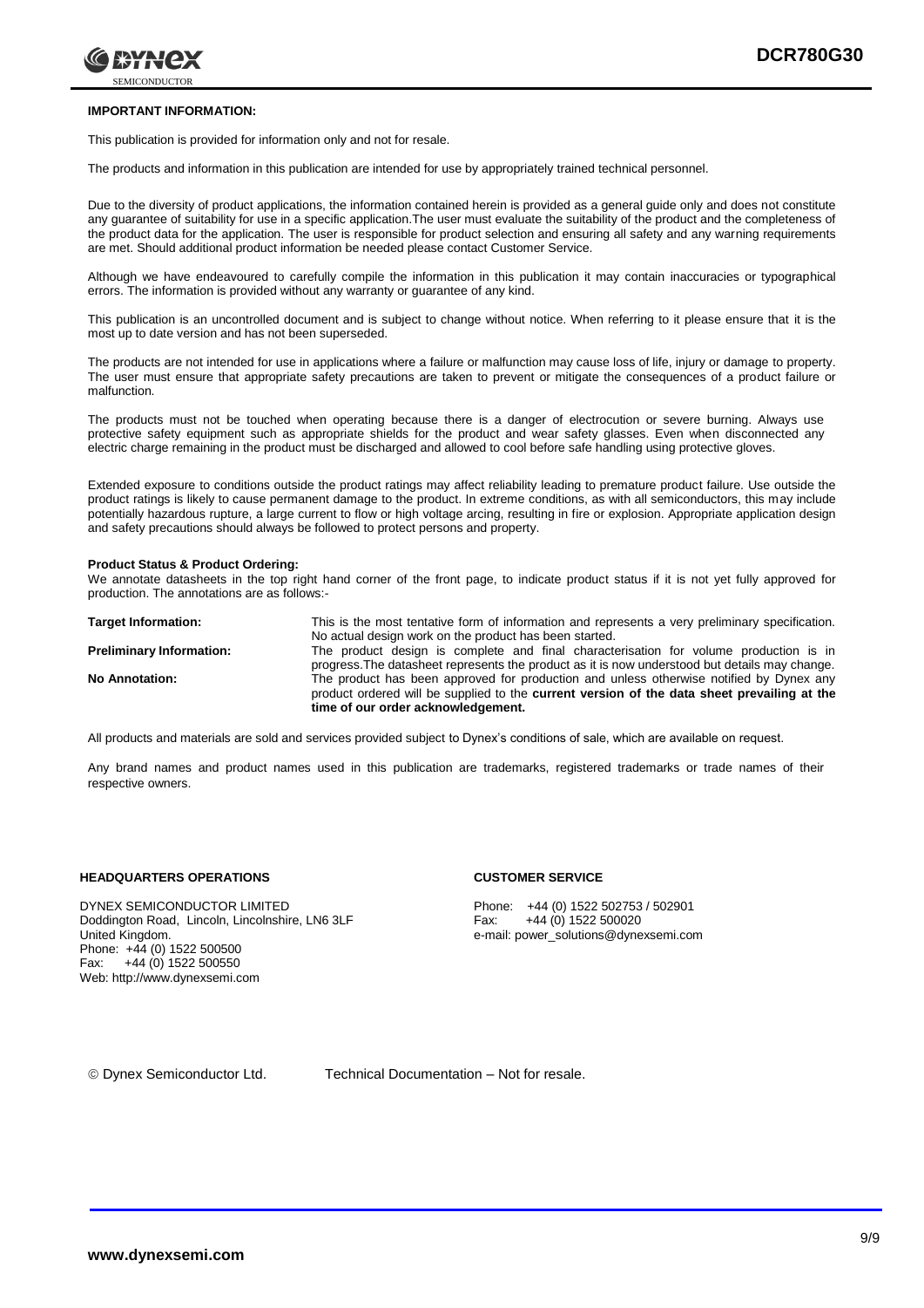**IMPORTANT INFORMATION:**

This publication is provided for information only and not for resale.

The products and information in this publication are intended for use by appropriately trained technical personnel.

Due to the diversity of product applications, the information contained herein is provided as a general guide only and does not constitute any guarantee of suitability for use in a specific application.The user must evaluate the suitability of the product and the completeness of the product data for the application. The user is responsible for product selection and ensuring all safety and any warning requirements are met. Should additional product information be needed please contact Customer Service.

Although we have endeavoured to carefully compile the information in this publication it may contain inaccuracies or typographical errors. The information is provided without any warranty or guarantee of any kind.

This publication is an uncontrolled document and is subject to change without notice. When referring to it please ensure that it is the most up to date version and has not been superseded.

The products are not intended for use in applications where a failure or malfunction may cause loss of life, injury or damage to property. The user must ensure that appropriate safety precautions are taken to prevent or mitigate the consequences of a product failure or malfunction.

The products must not be touched when operating because there is a danger of electrocution or severe burning. Always use protective safety equipment such as appropriate shields for the product and wear safety glasses. Even when disconnected any electric charge remaining in the product must be discharged and allowed to cool before safe handling using protective gloves.

Extended exposure to conditions outside the product ratings may affect reliability leading to premature product failure. Use outside the product ratings is likely to cause permanent damage to the product. In extreme conditions, as with all semiconductors, this may include potentially hazardous rupture, a large current to flow or high voltage arcing, resulting in fire or explosion. Appropriate application design and safety precautions should always be followed to protect persons and property.

**Product Status & Product Ordering:**

We annotate datasheets in the top right hand corner of the front page, to indicate product status if it is not yet fully approved for production. The annotations are as follows:-

| | |
|---|---|
| **Target Information:** | This is the most tentative form of information and represents a very preliminary specification. No actual design work on the product has been started. |
| **Preliminary Information:** | The product design is complete and final characterisation for volume production is in progress.The datasheet represents the product as it is now understood but details may change. |
| **No Annotation:** | The product has been approved for production and unless otherwise notified by Dynex any product ordered will be supplied to the **current version of the data sheet prevailing at the time of our order acknowledgement.** |

All products and materials are sold and services provided subject to Dynex's conditions of sale, which are available on request.

Any brand names and product names used in this publication are trademarks, registered trademarks or trade names of their respective owners.

**HEADQUARTERS OPERATIONS**

DYNEX SEMICONDUCTOR LIMITED
Doddington Road, Lincoln, Lincolnshire, LN6 3LF
United Kingdom.
Phone: +44 (0) 1522 500500
Fax: +44 (0) 1522 500550
Web: http://www.dynexsemi.com

**CUSTOMER SERVICE**

Phone: +44 (0) 1522 502753 / 502901
Fax: +44 (0) 1522 500020
e-mail: power_solutions@dynexsemi.com

© Dynex Semiconductor Ltd. Technical Documentation – Not for resale.